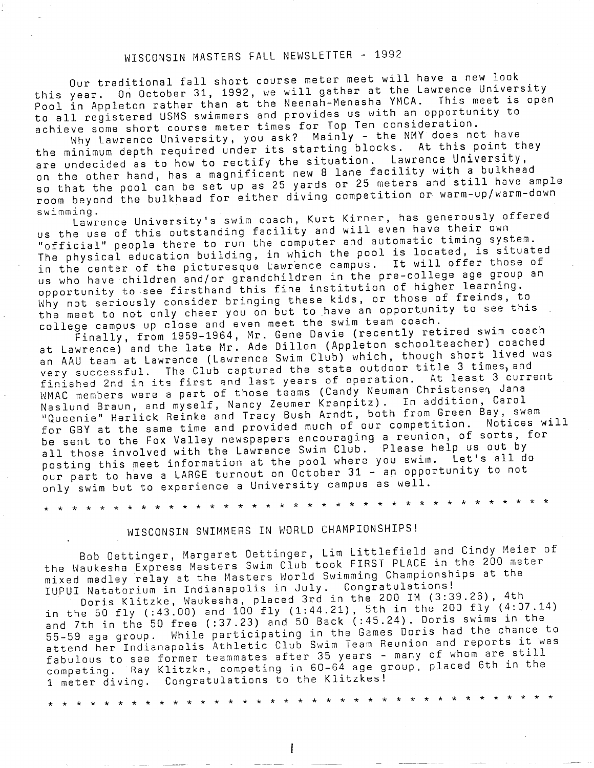## WISCONSIN MASTERS FALL NEWSLETTER - 1992

Our traditional fall short course meter meet will have a new look this year. On October 31, 1992, we will gather at the Lawrence University Pool in Appleton rather than at the Neenah-Menasha YMCA. This meet is open to all registered USMS swimmers and provides us with an opportunity to achieve some short course meter times for Top Ten consideration.

Why Lawrence University, you ask? Mainly - the NMY does not have the minimum depth required under its starting blocks. At this point they are undecided as to how to rectify the situation. Lawrence University, on the other hand, has a magnificent new 8 lane facility with a bulkhead so that the pool can be set up as 25 yards or 25 meters and still have ample room beyond the bulkhead for either diving competition or warm-up/warm-down swimming.

Lawrence University's swim coach, Kurt Kirner, has generously offered us the use of this outstanding facility and will even have their own "official" people there to run the computer and automatic timing system. The physical education building, in which the pool is located, is situated in the center of the picturesque Lawrence campus. It will offer those of us who have children and/or grandchildren in the pre-college age group an opportunity to see firsthand this fine institution of higher learning. Why not seriously consider bringing these kids, or those of freinds, to the meet to not only cheer you on but to have an opportunity to see this college campus up close and even meet the swim team coach.

Finally, from 1959-1964, Mr. Gene Davie (recently retired swim coach at Lawrence) and the late Mr. Ade Dillon (Appleton schoolteacher) coached an AAU team at Lawrence (Lawrence Swim Club) which, though short lived was very successful. The Club captured the state outdoor title 3 times, and finished 2nd in its first and last years of operation. At least 3 current WMAC members were a part of those teams (Candy Neuman Christensen, Jana Naslund Braun, and myself, Nancy Zeumer Kranpitz). In addition, Carol "Queenie" Herlick Reinke and Tracy Bush Arndt, both from Green Bay, swam for GBY at the same time and provided much of our competition. Notices will be sent to the Fox Valley newspapers encouraging a reunion, of sorts, for all those involved with the Lawrence Swim Club. Please help us out by posting this meet information at the pool where you swim. Let's all do our part to have a LARGE turnout on October 31 - an opportunity to not only swim but to experience a University campus as well.

* * * * * * * * * * * * * * * * * * * * * * * * * * * * * * * * * * * *

## WISCONSIN SWIMMERS IN WORLD CHAMPIONSHIPS!

Bob Oettinger, Margaret Oettinger, Lim Littlefield and Cindy Meier of the Waukesha Express Masters Swim Club took FIRST PLACE in the 200 meter mixed medley relay at the Masters World Swimming Championships at the IUPUI Natatorium in Indianapolis in July. Congratulations!

Doris Klitzke, Waukesha, placed 3rd in the 200 IM (3:39.26), 4th in the 50 fly (:43.00) and 100 fly (1:44.21), 5th in the 200 fly (4:07.14) and 7th in the 50 free (:37.23) and 50 Back (:45.24). Doris swims in the 55-59 age group. While participating in the Games Doris had the chance to attend her Indianapolis Athletic Club Swim Team Reunion and reports it was fabulous to see former teammates after 35 years - many of whom are still competing. Ray Klitzke, competing in 60-64 age group, placed 6th in the 1 meter diving. Congratulations to the Klitzkes!

* * * * * * * * * * * * * * * * * * * * * * * * * * * * * * * * * * * *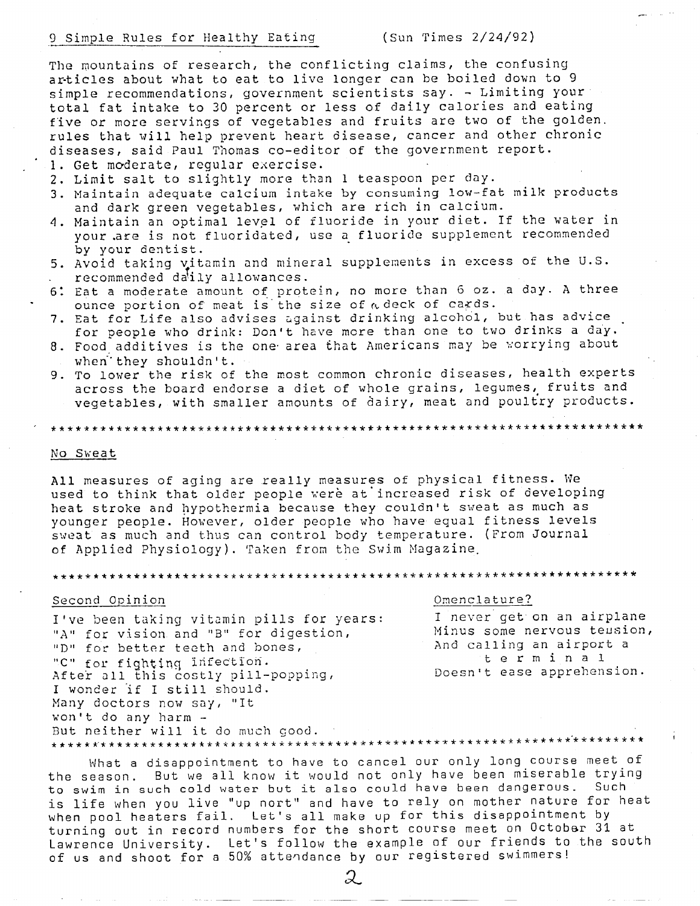## 9 Simple Rules for Healthy Eating (Sun Times 2/24/92)

The mountains of research, the conflicting claims, the confusing articles about what to eat to live longer can be boiled down to 9 simple recommendations, government scientists say. - Limiting your total fat intake to 30 percent or less of daily calories and eating five or more servings of vegetables and fruits are two of the golden rules that will help prevent heart disease, cancer and other chronic diseases, said Paul Thomas co-editor of the government report.

1. Get moderate, regular exercise.
2. Limit salt to slightly more than 1 teaspoon per day.
3. Maintain adequate calcium intake by consuming low-fat milk products and dark green vegetables, which are rich in calcium.
4. Maintain an optimal level of fluoride in your diet. If the water in your are is not fluoridated, use a fluoride supplement recommended by your dentist.
5. Avoid taking vitamin and mineral supplements in excess of the U.S. recommended daily allowances.
6. Eat a moderate amount of protein, no more than 6 oz. a day. A three ounce portion of meat is the size of a deck of cards.
7. Eat for Life also advises against drinking alcohol, but has advice for people who drink: Don't have more than one to two drinks a day.
8. Food additives is the one area that Americans may be worrying about when they shouldn't.
9. To lower the risk of the most common chronic diseases, health experts across the board endorse a diet of whole grains, legumes, fruits and vegetables, with smaller amounts of dairy, meat and poultry products.

*************************************************************************

## No Sweat

All measures of aging are really measures of physical fitness. We used to think that older people were at increased risk of developing heat stroke and hypothermia because they couldn't sweat as much as younger people. However, older people who have equal fitness levels sweat as much and thus can control body temperature. (From Journal of Applied Physiology). Taken from the Swim Magazine.

*************************************************************************

## Second Opinion

I've been taking vitamin pills for years:
"A" for vision and "B" for digestion,
"D" for better teeth and bones,
"C" for fighting infection.
After all this costly pill-popping,
I wonder if I still should.
Many doctors now say, "It
won't do any harm -
But neither will it do much good.

## Omenclature?

I never get on an airplane
Minus some nervous tension,
And calling an airport a
t e r m i n a l
Doesn't ease apprehension.

*************************************************************************

What a disappointment to have to cancel our only long course meet of the season. But we all know it would not only have been miserable trying to swim in such cold water but it also could have been dangerous. Such is life when you live "up nort" and have to rely on mother nature for heat when pool heaters fail. Let's all make up for this disappointment by turning out in record numbers for the short course meet on October 31 at Lawrence University. Let's follow the example of our friends to the south of us and shoot for a 50% attendance by our registered swimmers!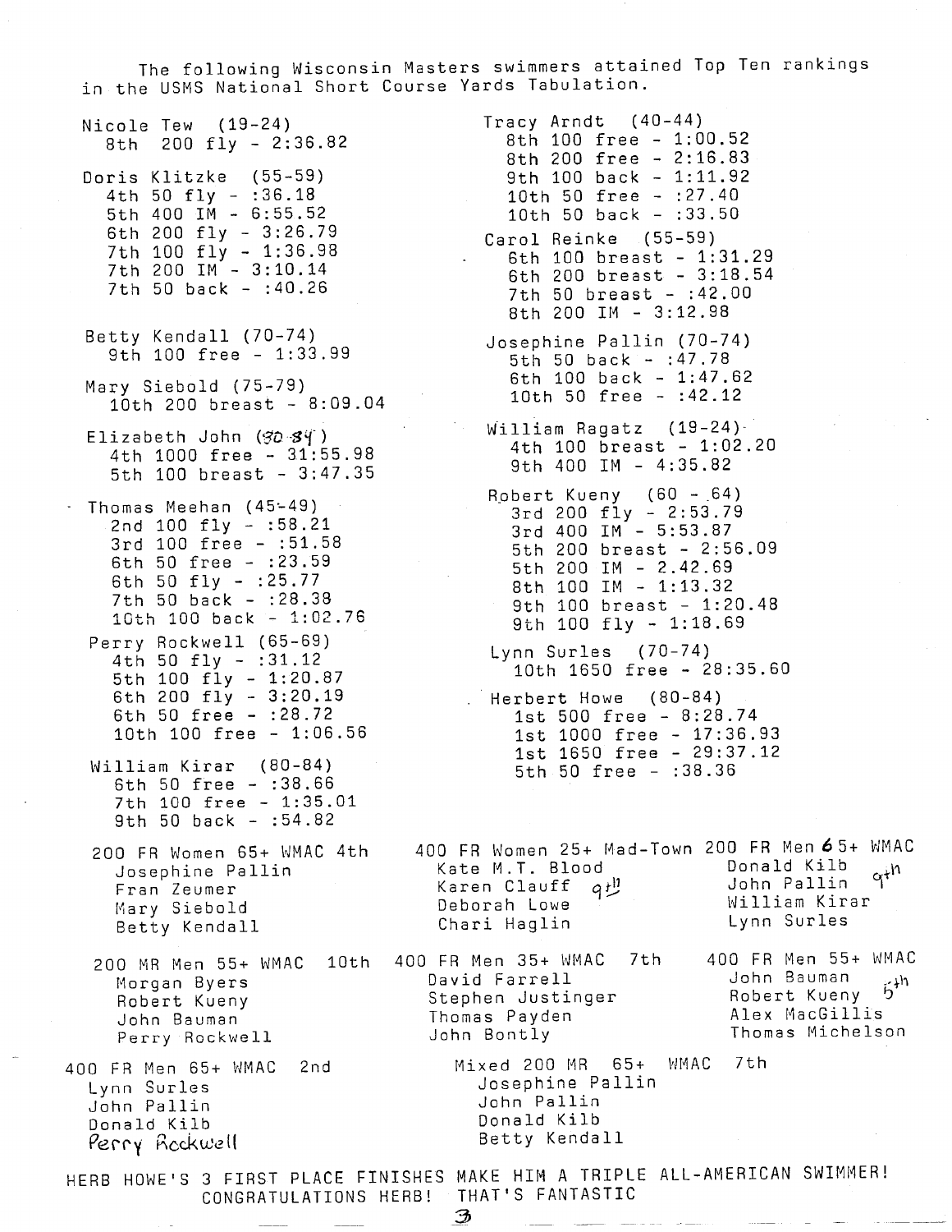The following Wisconsin Masters swimmers attained Top Ten rankings in the USMS National Short Course Yards Tabulation.

Nicole Tew (19-24)
- 8th 200 fly - 2:36.82

Doris Klitzke (55-59)
- 4th 50 fly - :36.18
- 5th 400 IM - 6:55.52
- 6th 200 fly - 3:26.79
- 7th 100 fly - 1:36.98
- 7th 200 IM - 3:10.14
- 7th 50 back - :40.26

Betty Kendall (70-74)
- 9th 100 free - 1:33.99

Mary Siebold (75-79)
- 10th 200 breast - 8:09.04

Elizabeth John (80-84)
- 4th 1000 free - 31:55.98
- 5th 100 breast - 3:47.35

Thomas Meehan (45-49)
- 2nd 100 fly - :58.21
- 3rd 100 free - :51.58
- 6th 50 free - :23.59
- 6th 50 fly - :25.77
- 7th 50 back - :28.38
- 10th 100 back - 1:02.76

Perry Rockwell (65-69)
- 4th 50 fly - :31.12
- 5th 100 fly - 1:20.87
- 6th 200 fly - 3:20.19
- 6th 50 free - :28.72
- 10th 100 free - 1:06.56

William Kirar (80-84)
- 6th 50 free - :38.66
- 7th 100 free - 1:35.01
- 9th 50 back - :54.82

Tracy Arndt (40-44)
- 8th 100 free - 1:00.52
- 8th 200 free - 2:16.83
- 9th 100 back - 1:11.92
- 10th 50 free - :27.40
- 10th 50 back - :33.50

Carol Reinke (55-59)
- 6th 100 breast - 1:31.29
- 6th 200 breast - 3:18.54
- 7th 50 breast - :42.00
- 8th 200 IM - 3:12.98

Josephine Pallin (70-74)
- 5th 50 back - :47.78
- 6th 100 back - 1:47.62
- 10th 50 free - :42.12

William Ragatz (19-24)
- 4th 100 breast - 1:02.20
- 9th 400 IM - 4:35.82

Robert Kueny (60 - 64)
- 3rd 200 fly - 2:53.79
- 3rd 400 IM - 5:53.87
- 5th 200 breast - 2:56.09
- 5th 200 IM - 2.42.69
- 8th 100 IM - 1:13.32
- 9th 100 breast - 1:20.48
- 9th 100 fly - 1:18.69

Lynn Surles (70-74)
- 10th 1650 free - 28:35.60

Herbert Howe (80-84)
- 1st 500 free - 8:28.74
- 1st 1000 free - 17:36.93
- 1st 1650 free - 29:37.12
- 5th 50 free - :38.36

200 FR Women 65+ WMAC 4th
- Josephine Pallin
- Fran Zeumer
- Mary Siebold
- Betty Kendall

400 FR Women 25+ Mad-Town 9th
- Kate M.T. Blood
- Karen Clauff
- Deborah Lowe
- Chari Haglin

200 FR Men 65+ WMAC 9th
- Donald Kilb
- John Pallin
- William Kirar
- Lynn Surles

200 MR Men 55+ WMAC 10th
- Morgan Byers
- Robert Kueny
- John Bauman
- Perry Rockwell

400 FR Men 35+ WMAC 7th
- David Farrell
- Stephen Justinger
- Thomas Payden
- John Bontly

400 FR Men 55+ WMAC 5th
- John Bauman
- Robert Kueny
- Alex MacGillis
- Thomas Michelson

400 FR Men 65+ WMAC 2nd
- Lynn Surles
- John Pallin
- Donald Kilb
- Perry Rockwell

Mixed 200 MR 65+ WMAC 7th
- Josephine Pallin
- John Pallin
- Donald Kilb
- Betty Kendall

HERB HOWE'S 3 FIRST PLACE FINISHES MAKE HIM A TRIPLE ALL-AMERICAN SWIMMER! CONGRATULATIONS HERB! THAT'S FANTASTIC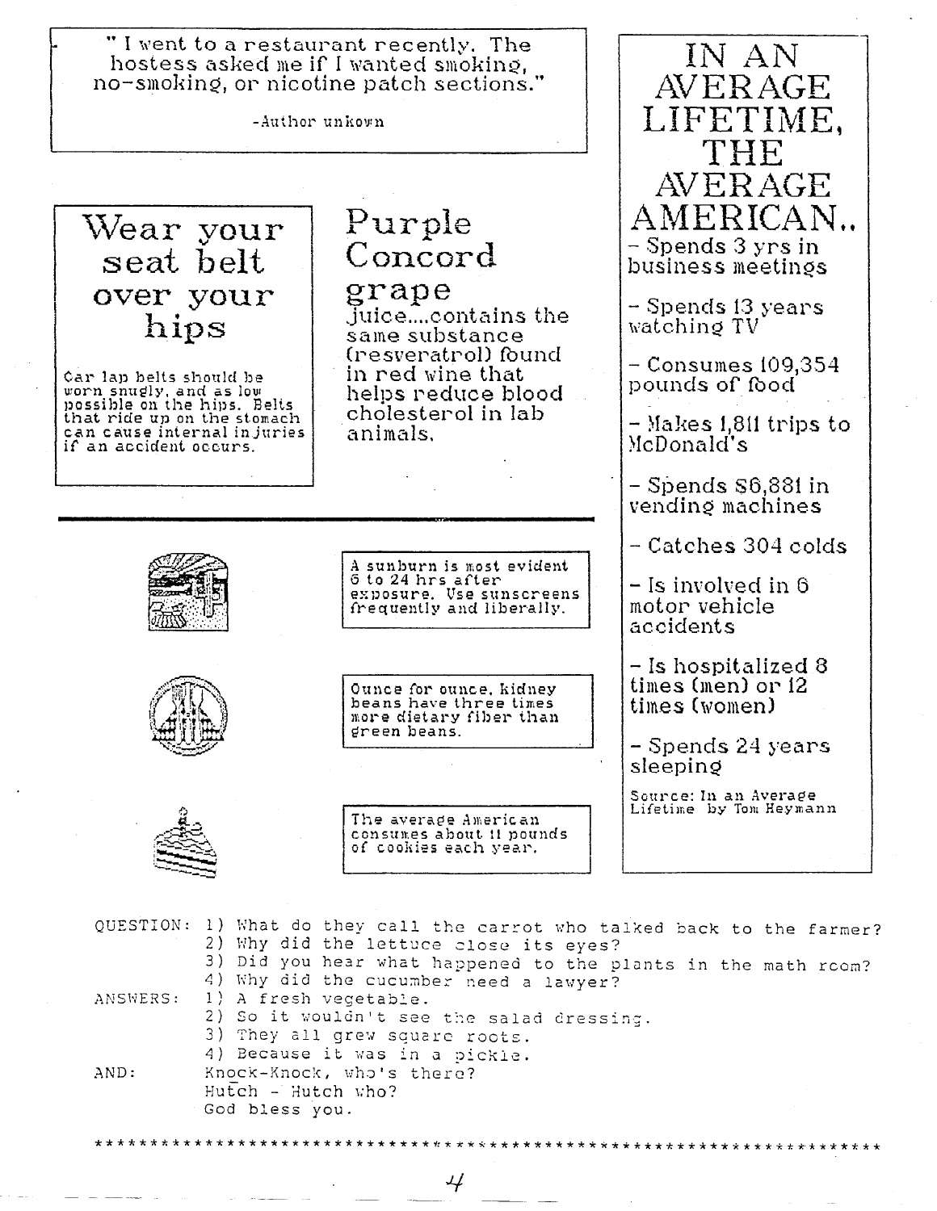"I went to a restaurant recently. The hostess asked me if I wanted smoking, no-smoking, or nicotine patch sections."

-Author unkown

## Wear your seat belt over your hips

Car lap belts should be worn snugly, and as low possible on the hips. Belts that ride up on the stomach can cause internal injuries if an accident occurs.

## Purple Concord grape

juice....contains the same substance (resveratrol) found in red wine that helps reduce blood cholesterol in lab animals.

A sunburn is most evident 6 to 24 hrs after exposure. Use sunscreens frequently and liberally.

Ounce for ounce, kidney beans have three times more dietary fiber than green beans.

The average American consumes about 11 pounds of cookies each year.

## IN AN AVERAGE LIFETIME, THE AVERAGE AMERICAN..

- Spends 3 yrs in business meetings
- Spends 13 years watching TV
- Consumes 109,354 pounds of food
- Makes 1,811 trips to McDonald's
- Spends $6,881 in vending machines
- Catches 304 colds
- Is involved in 6 motor vehicle accidents
- Is hospitalized 8 times (men) or 12 times (women)
- Spends 24 years sleeping

Source: In an Average Lifetime by Tom Heymann

QUESTION:
1) What do they call the carrot who talked back to the farmer?
2) Why did the lettuce close its eyes?
3) Did you hear what happened to the plants in the math room?
4) Why did the cucumber need a lawyer?

ANSWERS:
1) A fresh vegetable.
2) So it wouldn't see the salad dressing.
3) They all grew square roots.
4) Because it was in a pickle.

AND: Knock-Knock, who's there?
Hutch - Hutch who?
God bless you.

******************************************************************************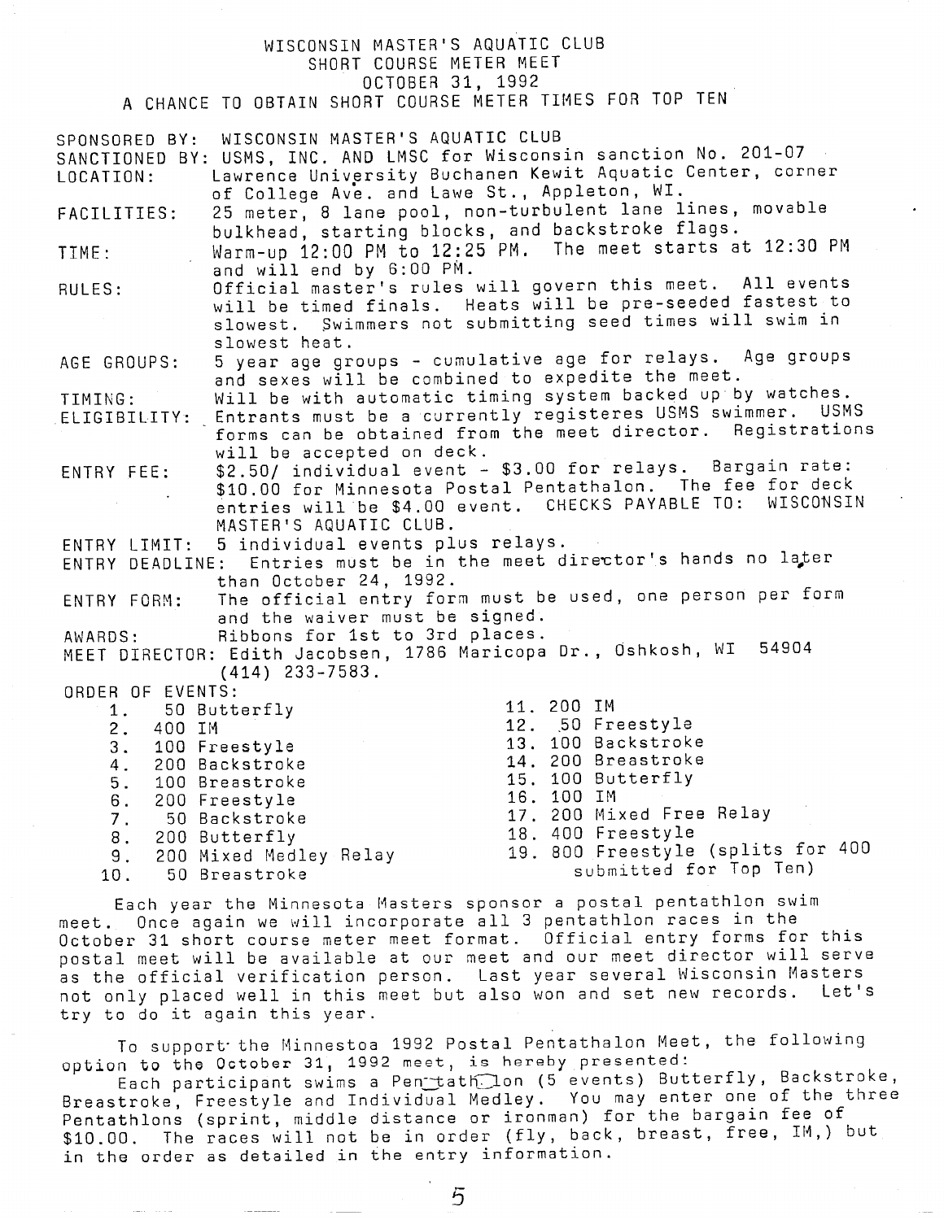# WISCONSIN MASTER'S AQUATIC CLUB
## SHORT COURSE METER MEET
## OCTOBER 31, 1992
### A CHANCE TO OBTAIN SHORT COURSE METER TIMES FOR TOP TEN

**SPONSORED BY:** WISCONSIN MASTER'S AQUATIC CLUB

**SANCTIONED BY:** USMS, INC. AND LMSC for Wisconsin sanction No. 201-07

**LOCATION:** Lawrence University Buchanen Kewit Aquatic Center, corner of College Ave. and Lawe St., Appleton, WI.

**FACILITIES:** 25 meter, 8 lane pool, non-turbulent lane lines, movable bulkhead, starting blocks, and backstroke flags.

**TIME:** Warm-up 12:00 PM to 12:25 PM. The meet starts at 12:30 PM and will end by 6:00 PM.

**RULES:** Official master's rules will govern this meet. All events will be timed finals. Heats will be pre-seeded fastest to slowest. Swimmers not submitting seed times will swim in slowest heat.

**AGE GROUPS:** 5 year age groups - cumulative age for relays. Age groups and sexes will be combined to expedite the meet.

**TIMING:** Will be with automatic timing system backed up by watches.

**ELIGIBILITY:** Entrants must be a currently registeres USMS swimmer. USMS forms can be obtained from the meet director. Registrations will be accepted on deck.

**ENTRY FEE:** $2.50/ individual event - $3.00 for relays. Bargain rate: $10.00 for Minnesota Postal Pentathalon. The fee for deck entries will be $4.00 event. CHECKS PAYABLE TO: WISCONSIN MASTER'S AQUATIC CLUB.

**ENTRY LIMIT:** 5 individual events plus relays.

**ENTRY DEADLINE:** Entries must be in the meet director's hands no later than October 24, 1992.

**ENTRY FORM:** The official entry form must be used, one person per form and the waiver must be signed.

**AWARDS:** Ribbons for 1st to 3rd places.

**MEET DIRECTOR:** Edith Jacobsen, 1786 Maricopa Dr., Oshkosh, WI 54904 (414) 233-7583.

**ORDER OF EVENTS:**

1. 50 Butterfly
2. 400 IM
3. 100 Freestyle
4. 200 Backstroke
5. 100 Breastroke
6. 200 Freestyle
7. 50 Backstroke
8. 200 Butterfly
9. 200 Mixed Medley Relay
10. 50 Breastroke
11. 200 IM
12. 50 Freestyle
13. 100 Backstroke
14. 200 Breastroke
15. 100 Butterfly
16. 100 IM
17. 200 Mixed Free Relay
18. 400 Freestyle
19. 800 Freestyle (splits for 400 submitted for Top Ten)

Each year the Minnesota Masters sponsor a postal pentathlon swim meet. Once again we will incorporate all 3 pentathlon races in the October 31 short course meter meet format. Official entry forms for this postal meet will be available at our meet and our meet director will serve as the official verification person. Last year several Wisconsin Masters not only placed well in this meet but also won and set new records. Let's try to do it again this year.

To support the Minnestoa 1992 Postal Pentathalon Meet, the following option to the October 31, 1992 meet, is hereby presented:

Each participant swims a Pentathlon (5 events) Butterfly, Backstroke, Breastroke, Freestyle and Individual Medley. You may enter one of the three Pentathlons (sprint, middle distance or ironman) for the bargain fee of $10.00. The races will not be in order (fly, back, breast, free, IM,) but in the order as detailed in the entry information.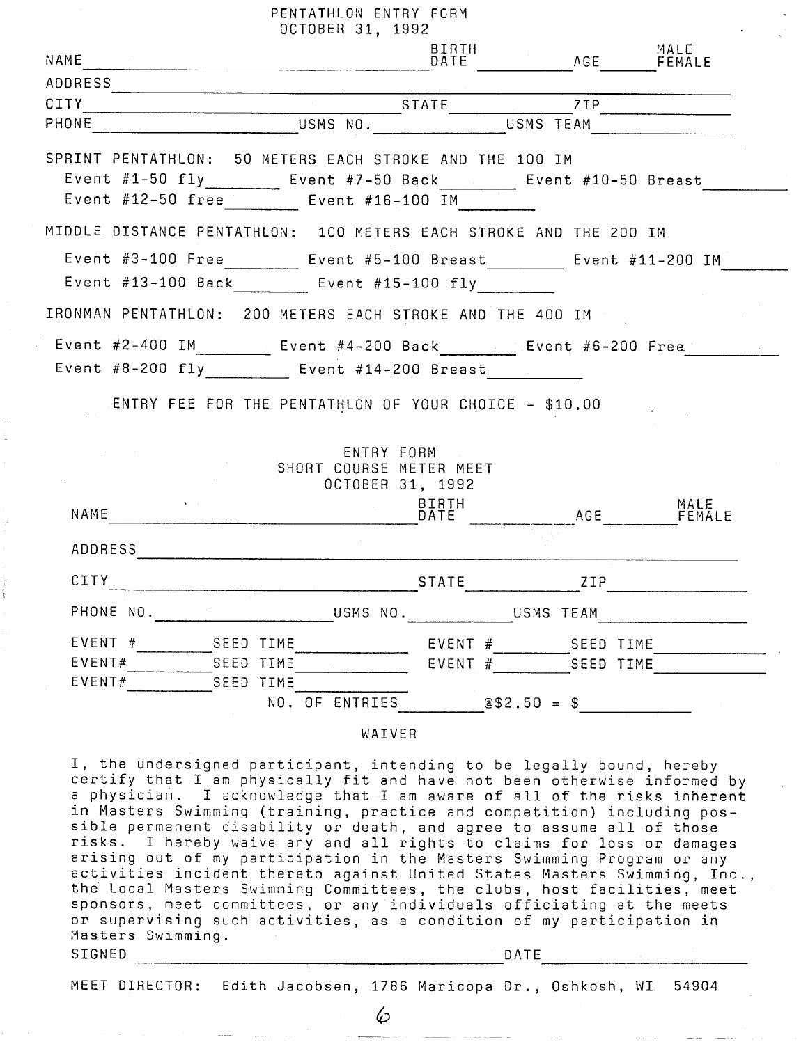# PENTATHLON ENTRY FORM
## OCTOBER 31, 1992

NAME\_\_\_\_\_\_\_\_\_\_\_\_\_\_\_\_\_\_\_\_ BIRTH DATE\_\_\_\_\_\_\_\_ AGE\_\_\_\_\_ MALE FEMALE

ADDRESS\_\_\_\_\_\_\_\_\_\_\_\_\_\_\_\_\_\_\_\_

CITY\_\_\_\_\_\_\_\_\_\_\_\_\_\_\_\_\_\_\_\_ STATE\_\_\_\_\_\_\_\_ ZIP\_\_\_\_\_\_\_\_

PHONE\_\_\_\_\_\_\_\_\_\_\_\_ USMS NO.\_\_\_\_\_\_\_\_ USMS TEAM\_\_\_\_\_\_\_\_

SPRINT PENTATHLON: 50 METERS EACH STROKE AND THE 100 IM

Event #1-50 fly\_\_\_\_\_\_ Event #7-50 Back\_\_\_\_\_\_ Event #10-50 Breast\_\_\_\_\_\_
Event #12-50 free\_\_\_\_\_\_ Event #16-100 IM\_\_\_\_\_\_

MIDDLE DISTANCE PENTATHLON: 100 METERS EACH STROKE AND THE 200 IM

Event #3-100 Free\_\_\_\_\_\_ Event #5-100 Breast\_\_\_\_\_\_ Event #11-200 IM\_\_\_\_\_\_
Event #13-100 Back\_\_\_\_\_\_ Event #15-100 fly\_\_\_\_\_\_

IRONMAN PENTATHLON: 200 METERS EACH STROKE AND THE 400 IM

Event #2-400 IM\_\_\_\_\_\_ Event #4-200 Back\_\_\_\_\_\_ Event #6-200 Free\_\_\_\_\_\_
Event #8-200 fly\_\_\_\_\_\_ Event #14-200 Breast\_\_\_\_\_\_

ENTRY FEE FOR THE PENTATHLON OF YOUR CHOICE - $10.00

# ENTRY FORM
## SHORT COURSE METER MEET
## OCTOBER 31, 1992

NAME\_\_\_\_\_\_\_\_\_\_\_\_\_\_\_\_\_\_\_\_ BIRTH DATE\_\_\_\_\_\_\_\_ AGE\_\_\_\_\_ MALE FEMALE

ADDRESS\_\_\_\_\_\_\_\_\_\_\_\_\_\_\_\_\_\_\_\_

CITY\_\_\_\_\_\_\_\_\_\_\_\_\_\_\_\_\_\_\_\_ STATE\_\_\_\_\_\_\_\_ ZIP\_\_\_\_\_\_\_\_

PHONE NO.\_\_\_\_\_\_\_\_\_\_\_\_ USMS NO.\_\_\_\_\_\_\_\_ USMS TEAM\_\_\_\_\_\_\_\_

EVENT #\_\_\_\_\_\_ SEED TIME\_\_\_\_\_\_ EVENT #\_\_\_\_\_\_ SEED TIME\_\_\_\_\_\_
EVENT#\_\_\_\_\_\_ SEED TIME\_\_\_\_\_\_ EVENT #\_\_\_\_\_\_ SEED TIME\_\_\_\_\_\_
EVENT#\_\_\_\_\_\_ SEED TIME\_\_\_\_\_\_

NO. OF ENTRIES\_\_\_\_\_\_ @$2.50 = $\_\_\_\_\_\_

## WAIVER

I, the undersigned participant, intending to be legally bound, hereby certify that I am physically fit and have not been otherwise informed by a physician. I acknowledge that I am aware of all of the risks inherent in Masters Swimming (training, practice and competition) including possible permanent disability or death, and agree to assume all of those risks. I hereby waive any and all rights to claims for loss or damages arising out of my participation in the Masters Swimming Program or any activities incident thereto against United States Masters Swimming, Inc., the Local Masters Swimming Committees, the clubs, host facilities, meet sponsors, meet committees, or any individuals officiating at the meets or supervising such activities, as a condition of my participation in Masters Swimming.

SIGNED\_\_\_\_\_\_\_\_\_\_\_\_\_\_\_\_\_\_\_\_ DATE\_\_\_\_\_\_\_\_

MEET DIRECTOR: Edith Jacobsen, 1786 Maricopa Dr., Oshkosh, WI 54904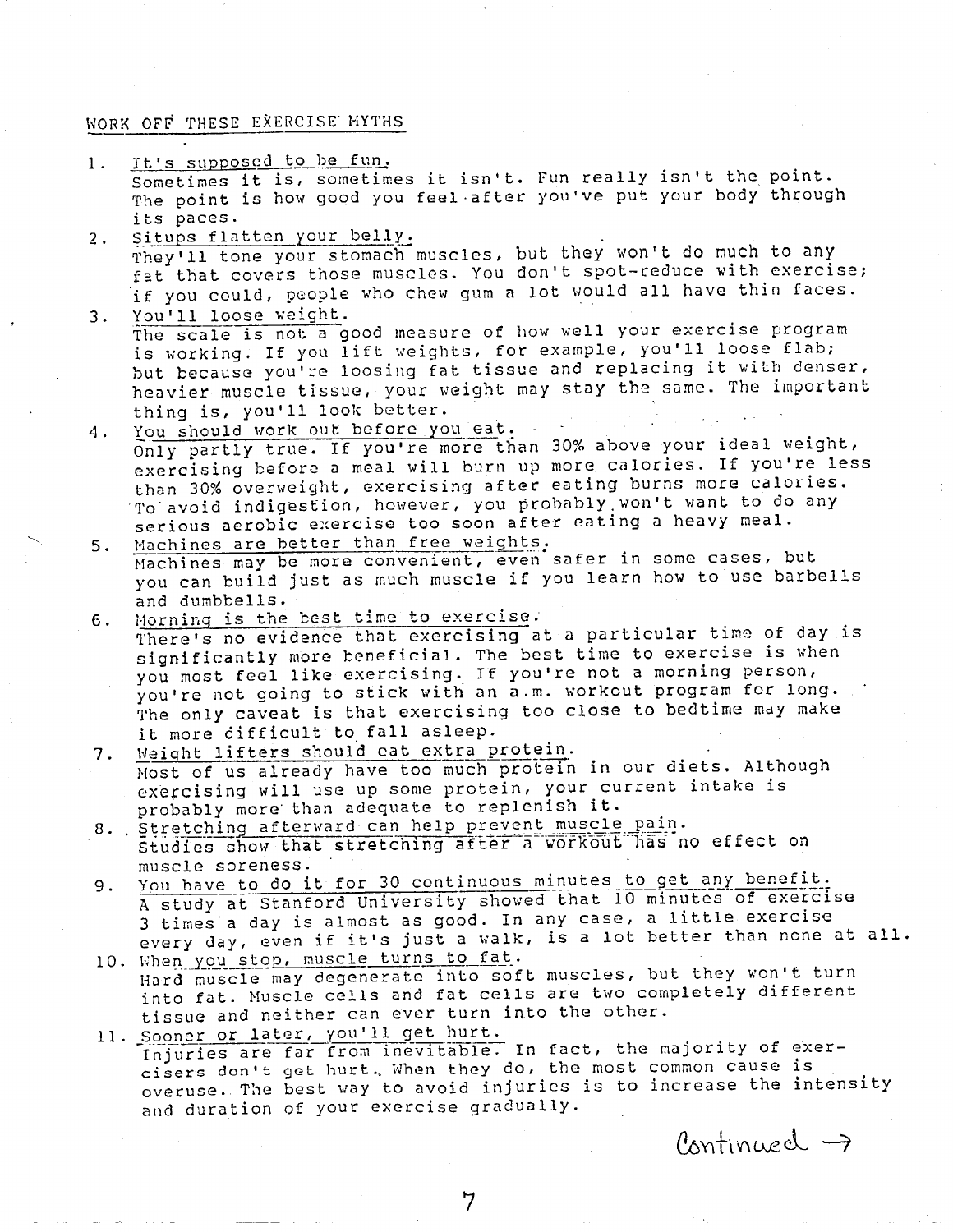## WORK OFF THESE EXERCISE MYTHS

1. It's supposed to be fun.
   Sometimes it is, sometimes it isn't. Fun really isn't the point. The point is how good you feel after you've put your body through its paces.
2. Situps flatten your belly.
   They'll tone your stomach muscles, but they won't do much to any fat that covers those muscles. You don't spot-reduce with exercise; if you could, people who chew gum a lot would all have thin faces.
3. You'll loose weight.
   The scale is not a good measure of how well your exercise program is working. If you lift weights, for example, you'll loose flab; but because you're loosing fat tissue and replacing it with denser, heavier muscle tissue, your weight may stay the same. The important thing is, you'll look better.
4. You should work out before you eat.
   Only partly true. If you're more than 30% above your ideal weight, exercising before a meal will burn up more calories. If you're less than 30% overweight, exercising after eating burns more calories. To avoid indigestion, however, you probably won't want to do any serious aerobic exercise too soon after eating a heavy meal.
5. Machines are better than free weights.
   Machines may be more convenient, even safer in some cases, but you can build just as much muscle if you learn how to use barbells and dumbbells.
6. Morning is the best time to exercise.
   There's no evidence that exercising at a particular time of day is significantly more beneficial. The best time to exercise is when you most feel like exercising. If you're not a morning person, you're not going to stick with an a.m. workout program for long. The only caveat is that exercising too close to bedtime may make it more difficult to fall asleep.
7. Weight lifters should eat extra protein.
   Most of us already have too much protein in our diets. Although exercising will use up some protein, your current intake is probably more than adequate to replenish it.
8. Stretching afterward can help prevent muscle pain.
   Studies show that stretching after a workout has no effect on muscle soreness.
9. You have to do it for 30 continuous minutes to get any benefit.
   A study at Stanford University showed that 10 minutes of exercise 3 times a day is almost as good. In any case, a little exercise every day, even if it's just a walk, is a lot better than none at all.
10. When you stop, muscle turns to fat.
    Hard muscle may degenerate into soft muscles, but they won't turn into fat. Muscle cells and fat cells are two completely different tissue and neither can ever turn into the other.
11. Sooner or later, you'll get hurt.
    Injuries are far from inevitable. In fact, the majority of exercisers don't get hurt. When they do, the most common cause is overuse. The best way to avoid injuries is to increase the intensity and duration of your exercise gradually.

Continued →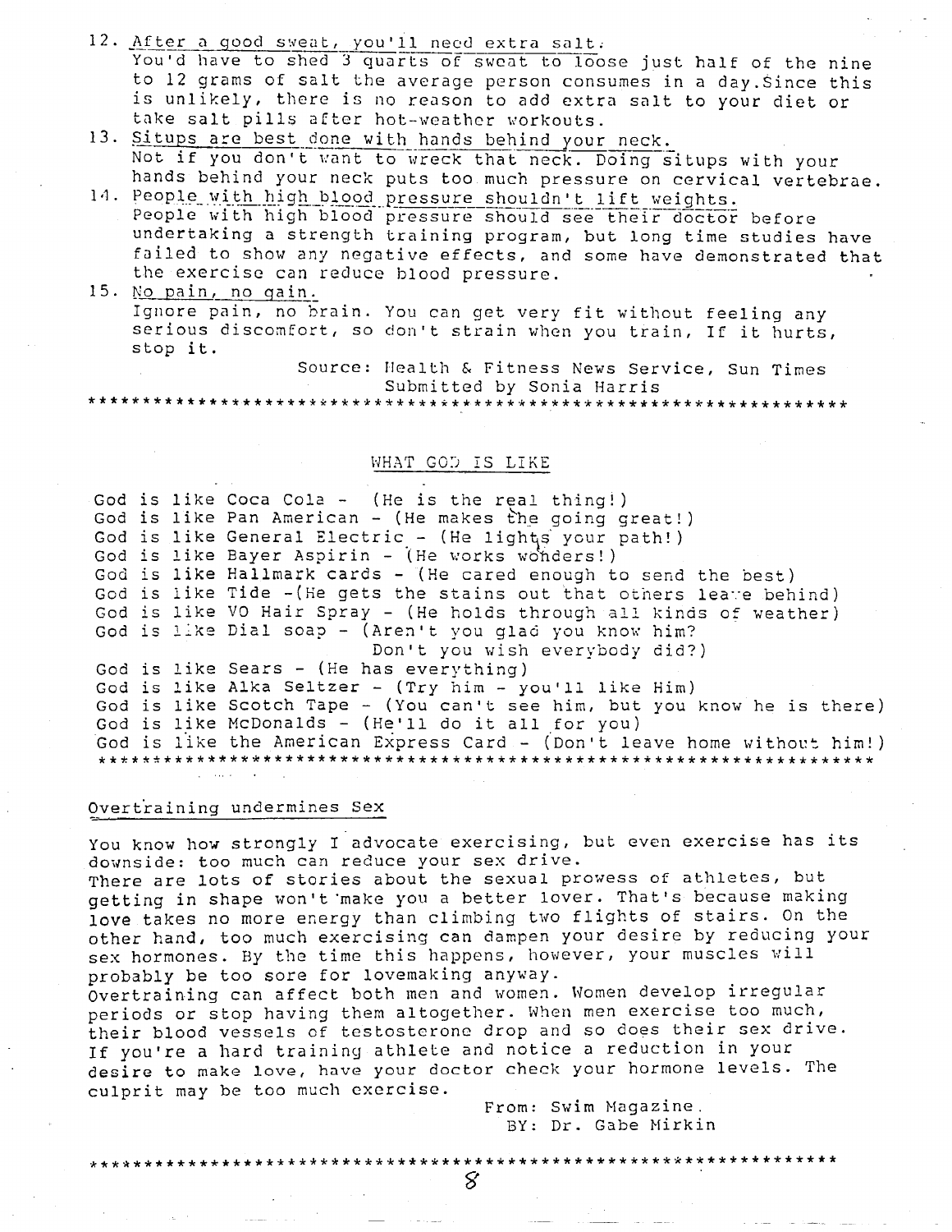12. After a good sweat, you'll need extra salt.
    You'd have to shed 3 quarts of sweat to loose just half of the nine to 12 grams of salt the average person consumes in a day.Since this is unlikely, there is no reason to add extra salt to your diet or take salt pills after hot-weather workouts.
13. Situps are best done with hands behind your neck.
    Not if you don't want to wreck that neck. Doing situps with your hands behind your neck puts too much pressure on cervical vertebrae.
14. People with high blood pressure shouldn't lift weights.
    People with high blood pressure should see their doctor before undertaking a strength training program, but long time studies have failed to show any negative effects, and some have demonstrated that the exercise can reduce blood pressure.
15. No pain, no gain.
    Ignore pain, no brain. You can get very fit without feeling any serious discomfort, so don't strain when you train, If it hurts, stop it.

Source: Health & Fitness News Service, Sun Times
Submitted by Sonia Harris

*****************************************************************

## WHAT GOD IS LIKE

God is like Coca Cola - (He is the real thing!)
God is like Pan American - (He makes the going great!)
God is like General Electric - (He lights your path!)
God is like Bayer Aspirin - (He works wonders!)
God is like Hallmark cards - (He cared enough to send the best)
God is like Tide -(He gets the stains out that others leave behind)
God is like VO Hair Spray - (He holds through all kinds of weather)
God is like Dial soap - (Aren't you glad you know him?
Don't you wish everybody did?)
God is like Sears - (He has everything)
God is like Alka Seltzer - (Try him - you'll like Him)
God is like Scotch Tape - (You can't see him, but you know he is there)
God is like McDonalds - (He'll do it all for you)
God is like the American Express Card - (Don't leave home without him!)

*****************************************************************

## Overtraining undermines Sex

You know how strongly I advocate exercising, but even exercise has its downside: too much can reduce your sex drive.
There are lots of stories about the sexual prowess of athletes, but getting in shape won't make you a better lover. That's because making love takes no more energy than climbing two flights of stairs. On the other hand, too much exercising can dampen your desire by reducing your sex hormones. By the time this happens, however, your muscles will probably be too sore for lovemaking anyway.
Overtraining can affect both men and women. Women develop irregular periods or stop having them altogether. When men exercise too much, their blood vessels of testosterone drop and so does their sex drive. If you're a hard training athlete and notice a reduction in your desire to make love, have your doctor check your hormone levels. The culprit may be too much exercise.

From: Swim Magazine.
BY: Dr. Gabe Mirkin

*****************************************************************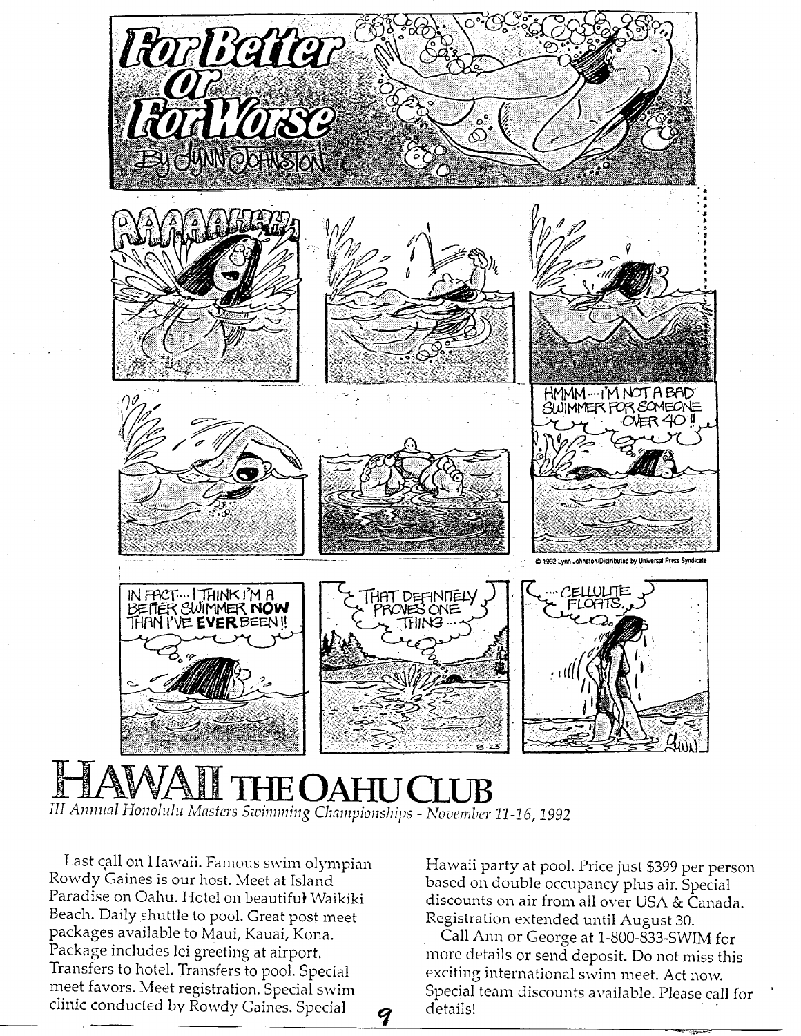**For Better or For Worse**
By Lynn Johnston

AAAAAHHH

HMMM.... I'M NOT A BAD SWIMMER FOR SOMEONE OVER 40!!

IN FACT... I THINK I'M A BETTER SWIMMER **NOW** THAN I'VE **EVER** BEEN!!

THAT DEFINITELY PROVES ONE THING...

...CELLULITE FLOATS.

© 1992 Lynn Johnston/Distributed by Universal Press Syndicate

# HAWAII THE OAHU CLUB

*III Annual Honolulu Masters Swimming Championships - November 11-16, 1992*

Last call on Hawaii. Famous swim olympian Rowdy Gaines is our host. Meet at Island Paradise on Oahu. Hotel on beautiful Waikiki Beach. Daily shuttle to pool. Great post meet packages available to Maui, Kauai, Kona. Package includes lei greeting at airport. Transfers to hotel. Transfers to pool. Special meet favors. Meet registration. Special swim clinic conducted by Rowdy Gaines. Special Hawaii party at pool. Price just $399 per person based on double occupancy plus air. Special discounts on air from all over USA & Canada. Registration extended until August 30.

Call Ann or George at 1-800-833-SWIM for more details or send deposit. Do not miss this exciting international swim meet. Act now. Special team discounts available. Please call for details!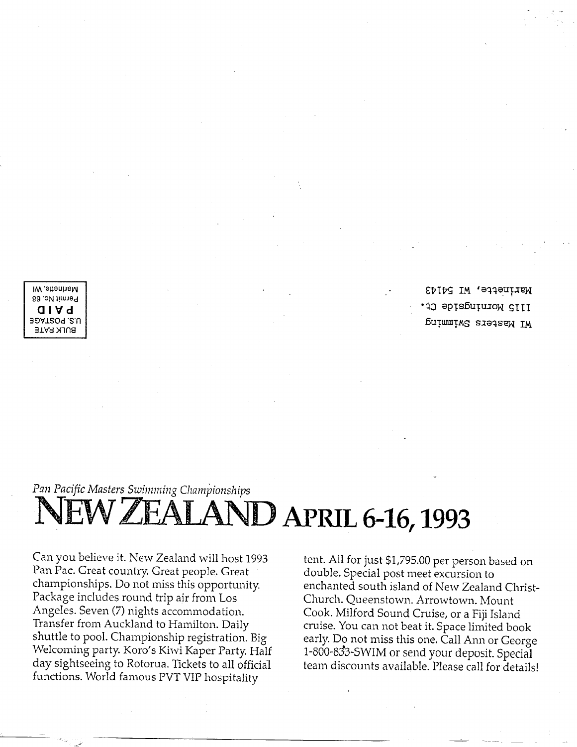BULK RATE
U.S. POSTAGE
**PAID**
Permit No. 68
Marinette, WI

WI Masters Swimming
1115 Morningside Ct.
Marinette, WI 54143

*Pan Pacific Masters Swimming Championships*

# NEW ZEALAND APRIL 6-16, 1993

Can you believe it. New Zealand will host 1993 Pan Pac. Great country. Great people. Great championships. Do not miss this opportunity. Package includes round trip air from Los Angeles. Seven (7) nights accommodation. Transfer from Auckland to Hamilton. Daily shuttle to pool. Championship registration. Big Welcoming party. Koro's Kiwi Kaper Party. Half day sightseeing to Rotorua. Tickets to all official functions. World famous PVT VIP hospitality tent. All for just $1,795.00 per person based on double. Special post meet excursion to enchanted south island of New Zealand Christ-Church. Queenstown. Arrowtown. Mount Cook. Milford Sound Cruise, or a Fiji Island cruise. You can not beat it. Space limited book early. Do not miss this one. Call Ann or George 1-800-833-SWIM or send your deposit. Special team discounts available. Please call for details!